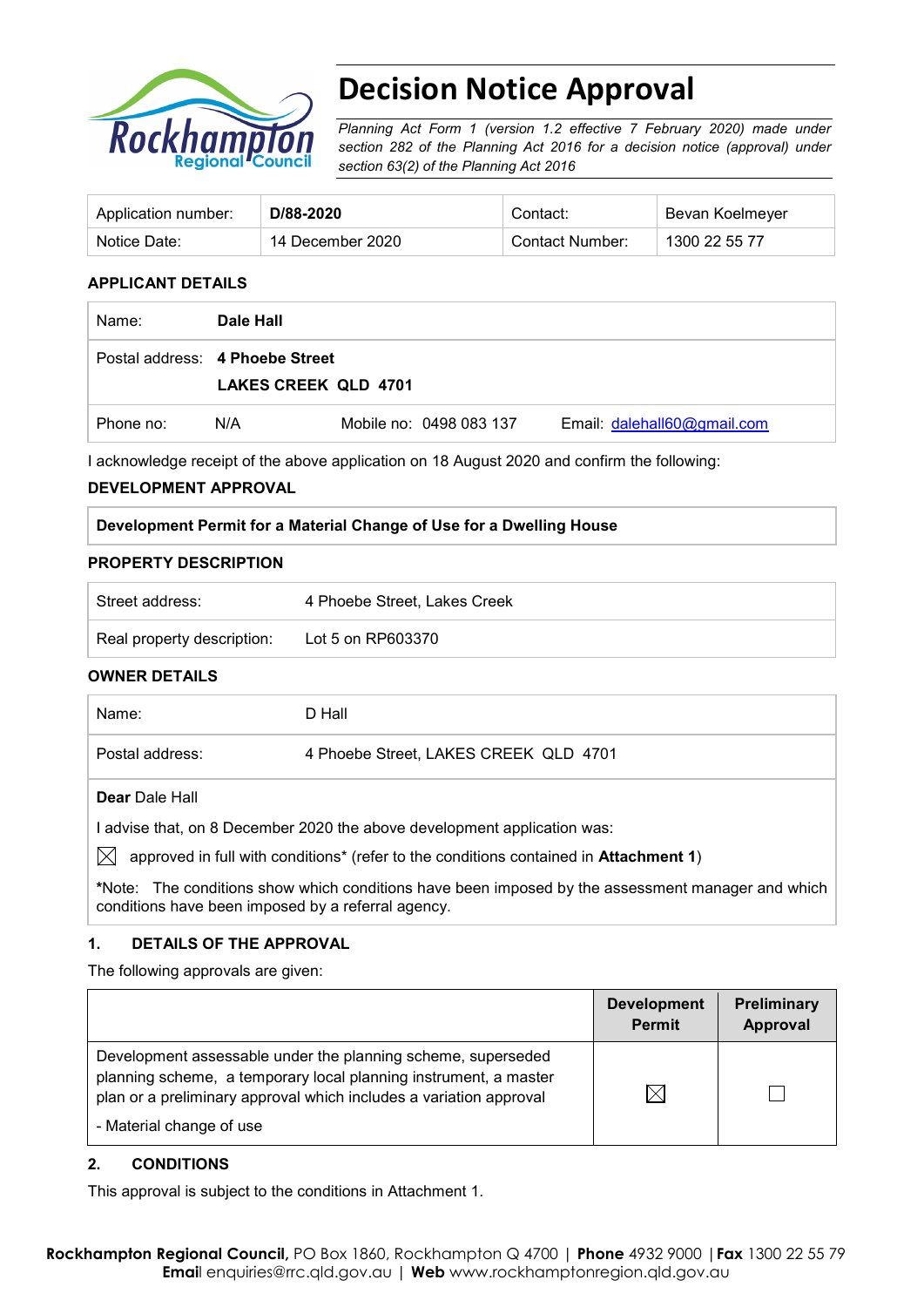# Decision Notice Approval

*Planning Act Form 1 (version 1.2 effective 7 February 2020) made under section 282 of the Planning Act 2016 for a decision notice (approval) under section 63(2) of the Planning Act 2016*

| Application number: | **D/88-2020** | Contact: | Bevan Koelmeyer |
|---|---|---|---|
| Notice Date: | 14 December 2020 | Contact Number: | 1300 22 55 77 |

## APPLICANT DETAILS

| Name: | **Dale Hall** | | |
|---|---|---|---|
| Postal address: | **4 Phoebe Street**<br>**LAKES CREEK QLD 4701** | | |
| Phone no: N/A | Mobile no: 0498 083 137 | Email: dalehall60@gmail.com | |

I acknowledge receipt of the above application on 18 August 2020 and confirm the following:

## DEVELOPMENT APPROVAL

| **Development Permit for a Material Change of Use for a Dwelling House** |
|---|

## PROPERTY DESCRIPTION

| Street address: | 4 Phoebe Street, Lakes Creek |
|---|---|
| Real property description: | Lot 5 on RP603370 |

## OWNER DETAILS

| Name: | D Hall |
|---|---|
| Postal address: | 4 Phoebe Street, LAKES CREEK QLD 4701 |

**Dear** Dale Hall

I advise that, on 8 December 2020 the above development application was:

☒ approved in full with conditions* (refer to the conditions contained in **Attachment 1**)

***Note:** The conditions show which conditions have been imposed by the assessment manager and which conditions have been imposed by a referral agency.

## 1. DETAILS OF THE APPROVAL

The following approvals are given:

| | Development Permit | Preliminary Approval |
|---|---|---|
| Development assessable under the planning scheme, superseded planning scheme, a temporary local planning instrument, a master plan or a preliminary approval which includes a variation approval<br><br>- Material change of use | ☒ | ☐ |

## 2. CONDITIONS

This approval is subject to the conditions in Attachment 1.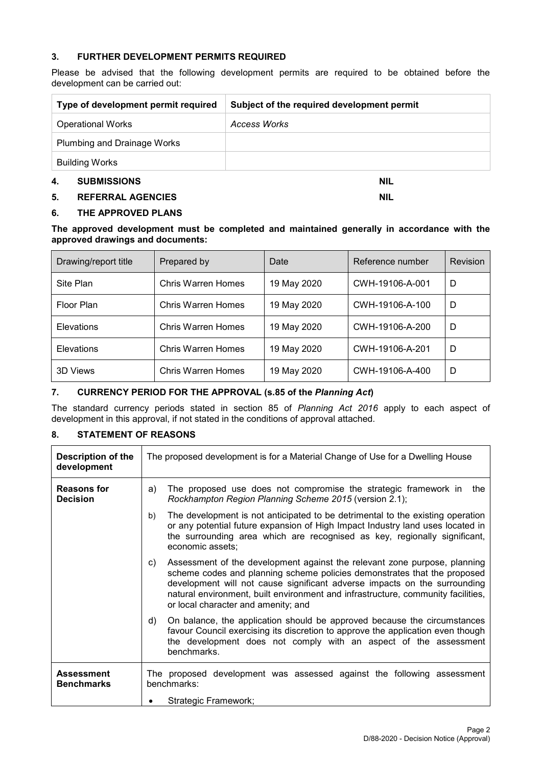## 3. FURTHER DEVELOPMENT PERMITS REQUIRED

Please be advised that the following development permits are required to be obtained before the development can be carried out:

| Type of development permit required | Subject of the required development permit |
|---|---|
| Operational Works | *Access Works* |
| Plumbing and Drainage Works | |
| Building Works | |

## 4. SUBMISSIONS NIL

## 5. REFERRAL AGENCIES NIL

## 6. THE APPROVED PLANS

**The approved development must be completed and maintained generally in accordance with the approved drawings and documents:**

| Drawing/report title | Prepared by | Date | Reference number | Revision |
|---|---|---|---|---|
| Site Plan | Chris Warren Homes | 19 May 2020 | CWH-19106-A-001 | D |
| Floor Plan | Chris Warren Homes | 19 May 2020 | CWH-19106-A-100 | D |
| Elevations | Chris Warren Homes | 19 May 2020 | CWH-19106-A-200 | D |
| Elevations | Chris Warren Homes | 19 May 2020 | CWH-19106-A-201 | D |
| 3D Views | Chris Warren Homes | 19 May 2020 | CWH-19106-A-400 | D |

## 7. CURRENCY PERIOD FOR THE APPROVAL (s.85 of the *Planning Act*)

The standard currency periods stated in section 85 of *Planning Act 2016* apply to each aspect of development in this approval, if not stated in the conditions of approval attached.

## 8. STATEMENT OF REASONS

| | |
|---|---|
| **Description of the development** | The proposed development is for a Material Change of Use for a Dwelling House |
| **Reasons for Decision** | a) The proposed use does not compromise the strategic framework in the *Rockhampton Region Planning Scheme 2015* (version 2.1);<br>b) The development is not anticipated to be detrimental to the existing operation or any potential future expansion of High Impact Industry land uses located in the surrounding area which are recognised as key, regionally significant, economic assets;<br>c) Assessment of the development against the relevant zone purpose, planning scheme codes and planning scheme policies demonstrates that the proposed development will not cause significant adverse impacts on the surrounding natural environment, built environment and infrastructure, community facilities, or local character and amenity; and<br>d) On balance, the application should be approved because the circumstances favour Council exercising its discretion to approve the application even though the development does not comply with an aspect of the assessment benchmarks. |
| **Assessment Benchmarks** | The proposed development was assessed against the following assessment benchmarks:<br>• Strategic Framework; |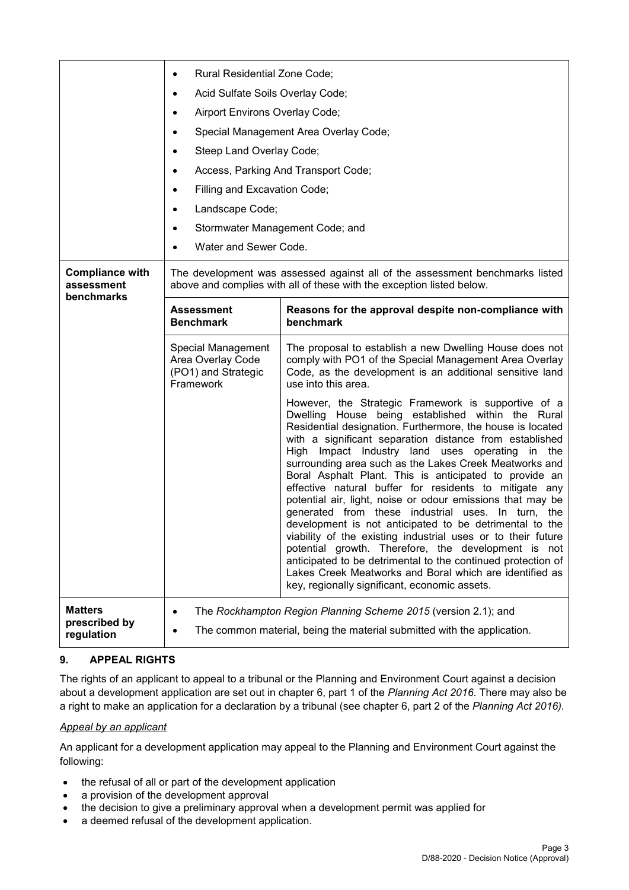| | |
|---|---|
| | • Rural Residential Zone Code;<br>• Acid Sulfate Soils Overlay Code;<br>• Airport Environs Overlay Code;<br>• Special Management Area Overlay Code;<br>• Steep Land Overlay Code;<br>• Access, Parking And Transport Code;<br>• Filling and Excavation Code;<br>• Landscape Code;<br>• Stormwater Management Code; and<br>• Water and Sewer Code. |
| **Compliance with assessment benchmarks** | The development was assessed against all of the assessment benchmarks listed above and complies with all of these with the exception listed below. |

| **Assessment Benchmark** | **Reasons for the approval despite non-compliance with benchmark** |
|---|---|
| Special Management Area Overlay Code (PO1) and Strategic Framework | The proposal to establish a new Dwelling House does not comply with PO1 of the Special Management Area Overlay Code, as the development is an additional sensitive land use into this area.<br><br>However, the Strategic Framework is supportive of a Dwelling House being established within the Rural Residential designation. Furthermore, the house is located with a significant separation distance from established High Impact Industry land uses operating in the surrounding area such as the Lakes Creek Meatworks and Boral Asphalt Plant. This is anticipated to provide an effective natural buffer for residents to mitigate any potential air, light, noise or odour emissions that may be generated from these industrial uses. In turn, the development is not anticipated to be detrimental to the viability of the existing industrial uses or to their future potential growth. Therefore, the development is not anticipated to be detrimental to the continued protection of Lakes Creek Meatworks and Boral which are identified as key, regionally significant, economic assets. |

| | |
|---|---|
| **Matters prescribed by regulation** | • The *Rockhampton Region Planning Scheme 2015* (version 2.1); and<br>• The common material, being the material submitted with the application. |

## 9. APPEAL RIGHTS

The rights of an applicant to appeal to a tribunal or the Planning and Environment Court against a decision about a development application are set out in chapter 6, part 1 of the *Planning Act 2016*. There may also be a right to make an application for a declaration by a tribunal (see chapter 6, part 2 of the *Planning Act 2016).*

*Appeal by an applicant*

An applicant for a development application may appeal to the Planning and Environment Court against the following:

- the refusal of all or part of the development application
- a provision of the development approval
- the decision to give a preliminary approval when a development permit was applied for
- a deemed refusal of the development application.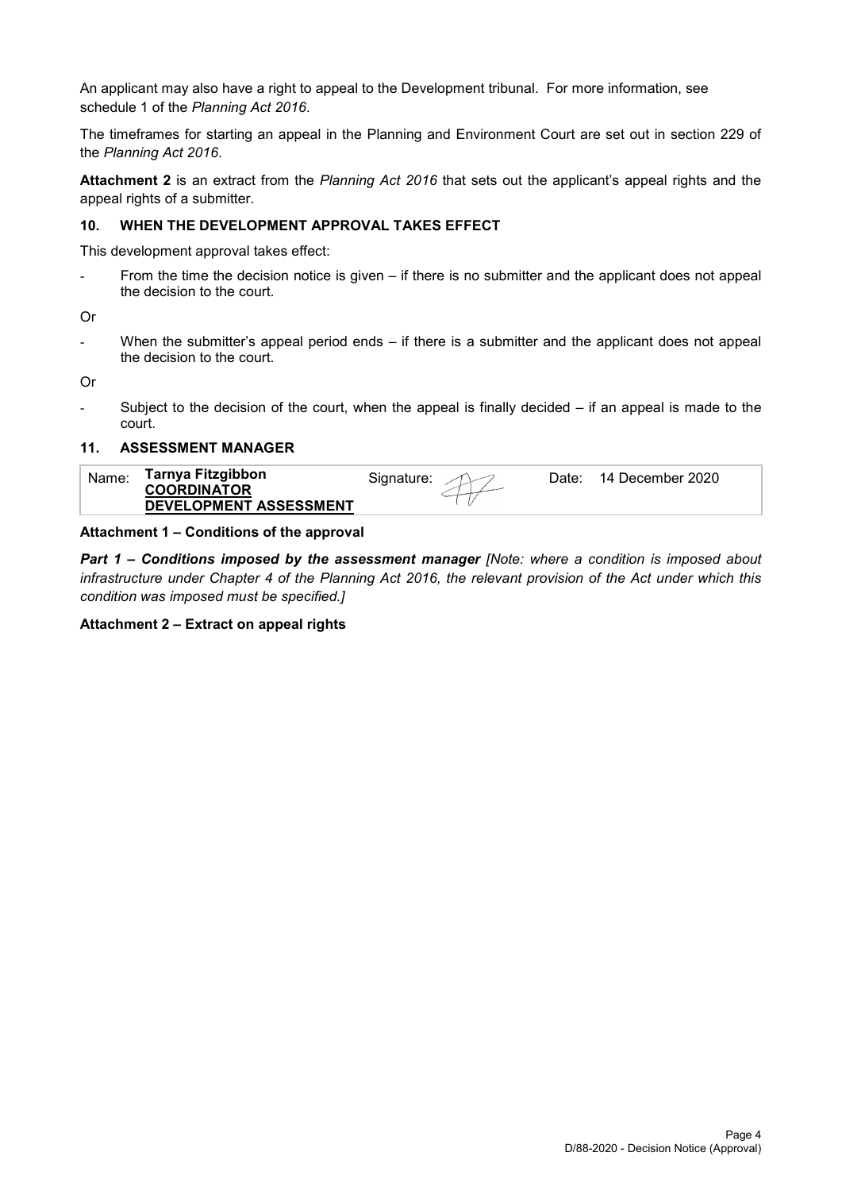An applicant may also have a right to appeal to the Development tribunal. For more information, see schedule 1 of the *Planning Act 2016*.

The timeframes for starting an appeal in the Planning and Environment Court are set out in section 229 of the *Planning Act 2016*.

**Attachment 2** is an extract from the *Planning Act 2016* that sets out the applicant's appeal rights and the appeal rights of a submitter.

### 10. WHEN THE DEVELOPMENT APPROVAL TAKES EFFECT

This development approval takes effect:

- From the time the decision notice is given – if there is no submitter and the applicant does not appeal the decision to the court.

Or

- When the submitter's appeal period ends – if there is a submitter and the applicant does not appeal the decision to the court.

Or

- Subject to the decision of the court, when the appeal is finally decided – if an appeal is made to the court.

### 11. ASSESSMENT MANAGER

| Name: | **Tarnya Fitzgibbon** **COORDINATOR** **DEVELOPMENT ASSESSMENT** | Signature: | | Date: | 14 December 2020 |
|---|---|---|---|---|---|

**Attachment 1 – Conditions of the approval**

***Part 1 – Conditions imposed by the assessment manager*** *[Note: where a condition is imposed about infrastructure under Chapter 4 of the Planning Act 2016, the relevant provision of the Act under which this condition was imposed must be specified.]*

**Attachment 2 – Extract on appeal rights**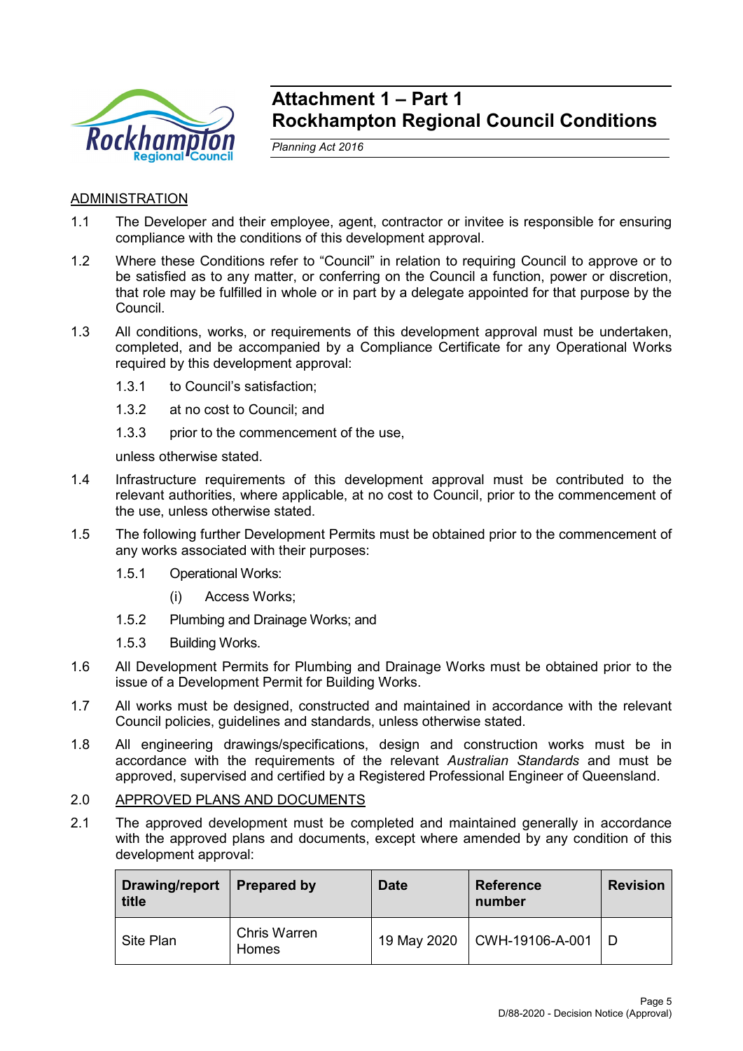# Attachment 1 – Part 1
# Rockhampton Regional Council Conditions

*Planning Act 2016*

## ADMINISTRATION

1.1 The Developer and their employee, agent, contractor or invitee is responsible for ensuring compliance with the conditions of this development approval.

1.2 Where these Conditions refer to "Council" in relation to requiring Council to approve or to be satisfied as to any matter, or conferring on the Council a function, power or discretion, that role may be fulfilled in whole or in part by a delegate appointed for that purpose by the Council.

1.3 All conditions, works, or requirements of this development approval must be undertaken, completed, and be accompanied by a Compliance Certificate for any Operational Works required by this development approval:

   1.3.1 to Council's satisfaction;

   1.3.2 at no cost to Council; and

   1.3.3 prior to the commencement of the use,

   unless otherwise stated.

1.4 Infrastructure requirements of this development approval must be contributed to the relevant authorities, where applicable, at no cost to Council, prior to the commencement of the use, unless otherwise stated.

1.5 The following further Development Permits must be obtained prior to the commencement of any works associated with their purposes:

   1.5.1 Operational Works:

      (i) Access Works;

   1.5.2 Plumbing and Drainage Works; and

   1.5.3 Building Works.

1.6 All Development Permits for Plumbing and Drainage Works must be obtained prior to the issue of a Development Permit for Building Works.

1.7 All works must be designed, constructed and maintained in accordance with the relevant Council policies, guidelines and standards, unless otherwise stated.

1.8 All engineering drawings/specifications, design and construction works must be in accordance with the requirements of the relevant *Australian Standards* and must be approved, supervised and certified by a Registered Professional Engineer of Queensland.

## 2.0 APPROVED PLANS AND DOCUMENTS

2.1 The approved development must be completed and maintained generally in accordance with the approved plans and documents, except where amended by any condition of this development approval:

| Drawing/report title | Prepared by | Date | Reference number | Revision |
|---|---|---|---|---|
| Site Plan | Chris Warren Homes | 19 May 2020 | CWH-19106-A-001 | D |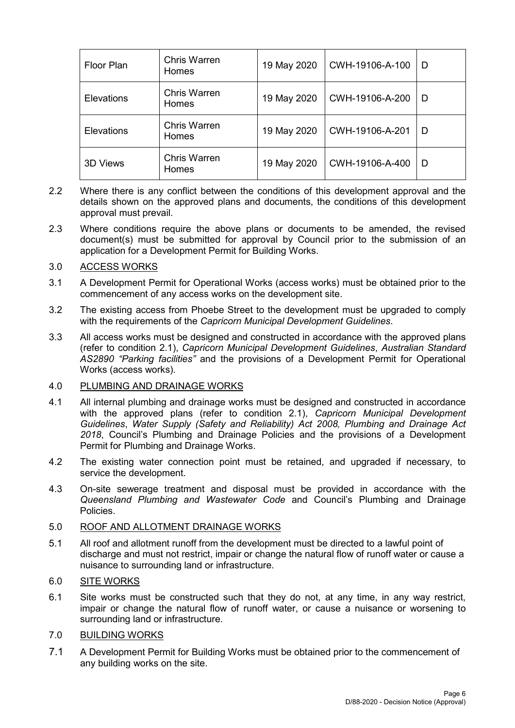| Floor Plan | Chris Warren Homes | 19 May 2020 | CWH-19106-A-100 | D |
|---|---|---|---|---|
| Elevations | Chris Warren Homes | 19 May 2020 | CWH-19106-A-200 | D |
| Elevations | Chris Warren Homes | 19 May 2020 | CWH-19106-A-201 | D |
| 3D Views | Chris Warren Homes | 19 May 2020 | CWH-19106-A-400 | D |

2.2 Where there is any conflict between the conditions of this development approval and the details shown on the approved plans and documents, the conditions of this development approval must prevail.

2.3 Where conditions require the above plans or documents to be amended, the revised document(s) must be submitted for approval by Council prior to the submission of an application for a Development Permit for Building Works.

3.0 ACCESS WORKS

3.1 A Development Permit for Operational Works (access works) must be obtained prior to the commencement of any access works on the development site.

3.2 The existing access from Phoebe Street to the development must be upgraded to comply with the requirements of the *Capricorn Municipal Development Guidelines*.

3.3 All access works must be designed and constructed in accordance with the approved plans (refer to condition 2.1), *Capricorn Municipal Development Guidelines*, *Australian Standard AS2890 "Parking facilities"* and the provisions of a Development Permit for Operational Works (access works).

4.0 PLUMBING AND DRAINAGE WORKS

4.1 All internal plumbing and drainage works must be designed and constructed in accordance with the approved plans (refer to condition 2.1), *Capricorn Municipal Development Guidelines*, *Water Supply (Safety and Reliability) Act 2008, Plumbing and Drainage Act 2018*, Council's Plumbing and Drainage Policies and the provisions of a Development Permit for Plumbing and Drainage Works.

4.2 The existing water connection point must be retained, and upgraded if necessary, to service the development.

4.3 On-site sewerage treatment and disposal must be provided in accordance with the *Queensland Plumbing and Wastewater Code* and Council's Plumbing and Drainage Policies.

5.0 ROOF AND ALLOTMENT DRAINAGE WORKS

5.1 All roof and allotment runoff from the development must be directed to a lawful point of discharge and must not restrict, impair or change the natural flow of runoff water or cause a nuisance to surrounding land or infrastructure.

6.0 SITE WORKS

6.1 Site works must be constructed such that they do not, at any time, in any way restrict, impair or change the natural flow of runoff water, or cause a nuisance or worsening to surrounding land or infrastructure.

7.0 BUILDING WORKS

7.1 A Development Permit for Building Works must be obtained prior to the commencement of any building works on the site.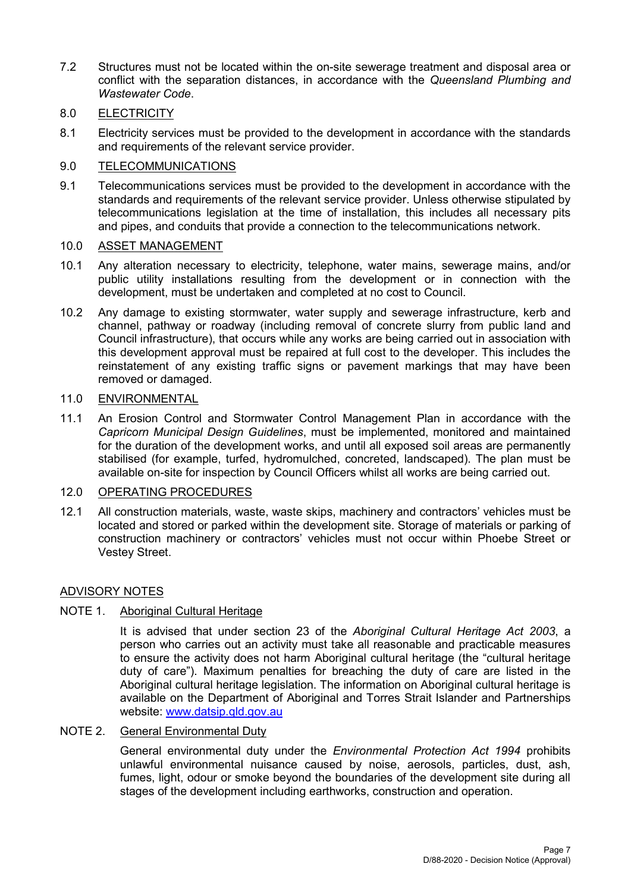7.2 Structures must not be located within the on-site sewerage treatment and disposal area or conflict with the separation distances, in accordance with the *Queensland Plumbing and Wastewater Code*.

8.0 ELECTRICITY

8.1 Electricity services must be provided to the development in accordance with the standards and requirements of the relevant service provider.

9.0 TELECOMMUNICATIONS

9.1 Telecommunications services must be provided to the development in accordance with the standards and requirements of the relevant service provider. Unless otherwise stipulated by telecommunications legislation at the time of installation, this includes all necessary pits and pipes, and conduits that provide a connection to the telecommunications network.

10.0 ASSET MANAGEMENT

10.1 Any alteration necessary to electricity, telephone, water mains, sewerage mains, and/or public utility installations resulting from the development or in connection with the development, must be undertaken and completed at no cost to Council.

10.2 Any damage to existing stormwater, water supply and sewerage infrastructure, kerb and channel, pathway or roadway (including removal of concrete slurry from public land and Council infrastructure), that occurs while any works are being carried out in association with this development approval must be repaired at full cost to the developer. This includes the reinstatement of any existing traffic signs or pavement markings that may have been removed or damaged.

11.0 ENVIRONMENTAL

11.1 An Erosion Control and Stormwater Control Management Plan in accordance with the *Capricorn Municipal Design Guidelines*, must be implemented, monitored and maintained for the duration of the development works, and until all exposed soil areas are permanently stabilised (for example, turfed, hydromulched, concreted, landscaped). The plan must be available on-site for inspection by Council Officers whilst all works are being carried out.

12.0 OPERATING PROCEDURES

12.1 All construction materials, waste, waste skips, machinery and contractors' vehicles must be located and stored or parked within the development site. Storage of materials or parking of construction machinery or contractors' vehicles must not occur within Phoebe Street or Vestey Street.

## ADVISORY NOTES

NOTE 1. Aboriginal Cultural Heritage

It is advised that under section 23 of the *Aboriginal Cultural Heritage Act 2003*, a person who carries out an activity must take all reasonable and practicable measures to ensure the activity does not harm Aboriginal cultural heritage (the "cultural heritage duty of care"). Maximum penalties for breaching the duty of care are listed in the Aboriginal cultural heritage legislation. The information on Aboriginal cultural heritage is available on the Department of Aboriginal and Torres Strait Islander and Partnerships website: www.datsip.qld.gov.au

NOTE 2. General Environmental Duty

General environmental duty under the *Environmental Protection Act 1994* prohibits unlawful environmental nuisance caused by noise, aerosols, particles, dust, ash, fumes, light, odour or smoke beyond the boundaries of the development site during all stages of the development including earthworks, construction and operation.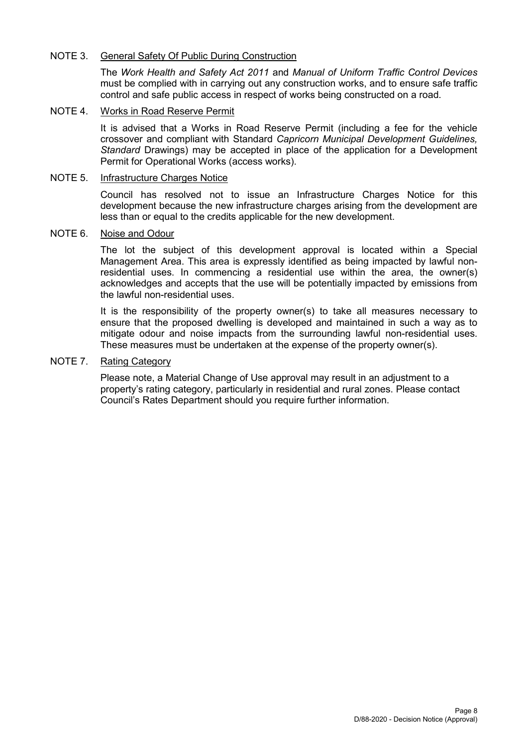NOTE 3. <u>General Safety Of Public During Construction</u>

The *Work Health and Safety Act 2011* and *Manual of Uniform Traffic Control Devices* must be complied with in carrying out any construction works, and to ensure safe traffic control and safe public access in respect of works being constructed on a road.

NOTE 4. <u>Works in Road Reserve Permit</u>

It is advised that a Works in Road Reserve Permit (including a fee for the vehicle crossover and compliant with Standard *Capricorn Municipal Development Guidelines, Standard* Drawings) may be accepted in place of the application for a Development Permit for Operational Works (access works).

NOTE 5. <u>Infrastructure Charges Notice</u>

Council has resolved not to issue an Infrastructure Charges Notice for this development because the new infrastructure charges arising from the development are less than or equal to the credits applicable for the new development.

NOTE 6. <u>Noise and Odour</u>

The lot the subject of this development approval is located within a Special Management Area. This area is expressly identified as being impacted by lawful non-residential uses. In commencing a residential use within the area, the owner(s) acknowledges and accepts that the use will be potentially impacted by emissions from the lawful non-residential uses.

It is the responsibility of the property owner(s) to take all measures necessary to ensure that the proposed dwelling is developed and maintained in such a way as to mitigate odour and noise impacts from the surrounding lawful non-residential uses. These measures must be undertaken at the expense of the property owner(s).

NOTE 7. <u>Rating Category</u>

Please note, a Material Change of Use approval may result in an adjustment to a property's rating category, particularly in residential and rural zones. Please contact Council's Rates Department should you require further information.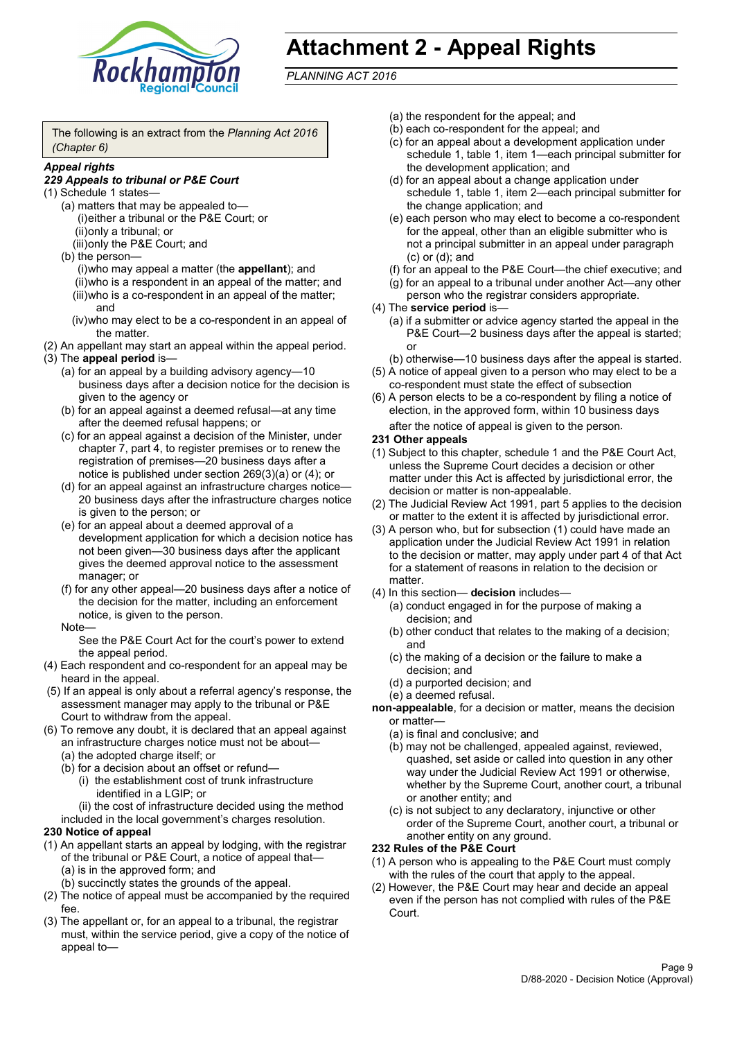# Attachment 2 - Appeal Rights

*PLANNING ACT 2016*

The following is an extract from the *Planning Act 2016 (Chapter 6)*

***Appeal rights***

***229 Appeals to tribunal or P&E Court***

(1) Schedule 1 states—

(a) matters that may be appealed to—

(i) either a tribunal or the P&E Court; or

(ii) only a tribunal; or

(iii) only the P&E Court; and

(b) the person—

(i) who may appeal a matter (the **appellant**); and

(ii) who is a respondent in an appeal of the matter; and

(iii) who is a co-respondent in an appeal of the matter; and

(iv) who may elect to be a co-respondent in an appeal of the matter.

(2) An appellant may start an appeal within the appeal period.

(3) The **appeal period** is—

(a) for an appeal by a building advisory agency—10 business days after a decision notice for the decision is given to the agency or

(b) for an appeal against a deemed refusal—at any time after the deemed refusal happens; or

(c) for an appeal against a decision of the Minister, under chapter 7, part 4, to register premises or to renew the registration of premises—20 business days after a notice is published under section 269(3)(a) or (4); or

(d) for an appeal against an infrastructure charges notice—20 business days after the infrastructure charges notice is given to the person; or

(e) for an appeal about a deemed approval of a development application for which a decision notice has not been given—30 business days after the applicant gives the deemed approval notice to the assessment manager; or

(f) for any other appeal—20 business days after a notice of the decision for the matter, including an enforcement notice, is given to the person.

Note—

See the P&E Court Act for the court's power to extend the appeal period.

(4) Each respondent and co-respondent for an appeal may be heard in the appeal.

(5) If an appeal is only about a referral agency's response, the assessment manager may apply to the tribunal or P&E Court to withdraw from the appeal.

(6) To remove any doubt, it is declared that an appeal against an infrastructure charges notice must not be about—

(a) the adopted charge itself; or

(b) for a decision about an offset or refund—

(i) the establishment cost of trunk infrastructure identified in a LGIP; or

(ii) the cost of infrastructure decided using the method included in the local government's charges resolution.

**230 Notice of appeal**

(1) An appellant starts an appeal by lodging, with the registrar of the tribunal or P&E Court, a notice of appeal that—

(a) is in the approved form; and

(b) succinctly states the grounds of the appeal.

(2) The notice of appeal must be accompanied by the required fee.

(3) The appellant or, for an appeal to a tribunal, the registrar must, within the service period, give a copy of the notice of appeal to—

(a) the respondent for the appeal; and

(b) each co-respondent for the appeal; and

(c) for an appeal about a development application under schedule 1, table 1, item 1—each principal submitter for the development application; and

(d) for an appeal about a change application under schedule 1, table 1, item 2—each principal submitter for the change application; and

(e) each person who may elect to become a co-respondent for the appeal, other than an eligible submitter who is not a principal submitter in an appeal under paragraph (c) or (d); and

(f) for an appeal to the P&E Court—the chief executive; and

(g) for an appeal to a tribunal under another Act—any other person who the registrar considers appropriate.

(4) The **service period** is—

(a) if a submitter or advice agency started the appeal in the P&E Court—2 business days after the appeal is started; or

(b) otherwise—10 business days after the appeal is started.

(5) A notice of appeal given to a person who may elect to be a co-respondent must state the effect of subsection

(6) A person elects to be a co-respondent by filing a notice of election, in the approved form, within 10 business days after the notice of appeal is given to the person.

**231 Other appeals**

(1) Subject to this chapter, schedule 1 and the P&E Court Act, unless the Supreme Court decides a decision or other matter under this Act is affected by jurisdictional error, the decision or matter is non-appealable.

(2) The Judicial Review Act 1991, part 5 applies to the decision or matter to the extent it is affected by jurisdictional error.

(3) A person who, but for subsection (1) could have made an application under the Judicial Review Act 1991 in relation to the decision or matter, may apply under part 4 of that Act for a statement of reasons in relation to the decision or matter.

(4) In this section— **decision** includes—

(a) conduct engaged in for the purpose of making a decision; and

(b) other conduct that relates to the making of a decision; and

(c) the making of a decision or the failure to make a decision; and

(d) a purported decision; and

(e) a deemed refusal.

**non-appealable**, for a decision or matter, means the decision or matter—

(a) is final and conclusive; and

(b) may not be challenged, appealed against, reviewed, quashed, set aside or called into question in any other way under the Judicial Review Act 1991 or otherwise, whether by the Supreme Court, another court, a tribunal or another entity; and

(c) is not subject to any declaratory, injunctive or other order of the Supreme Court, another court, a tribunal or another entity on any ground.

**232 Rules of the P&E Court**

(1) A person who is appealing to the P&E Court must comply with the rules of the court that apply to the appeal.

(2) However, the P&E Court may hear and decide an appeal even if the person has not complied with rules of the P&E Court.

D/88-2020 - Decision Notice (Approval)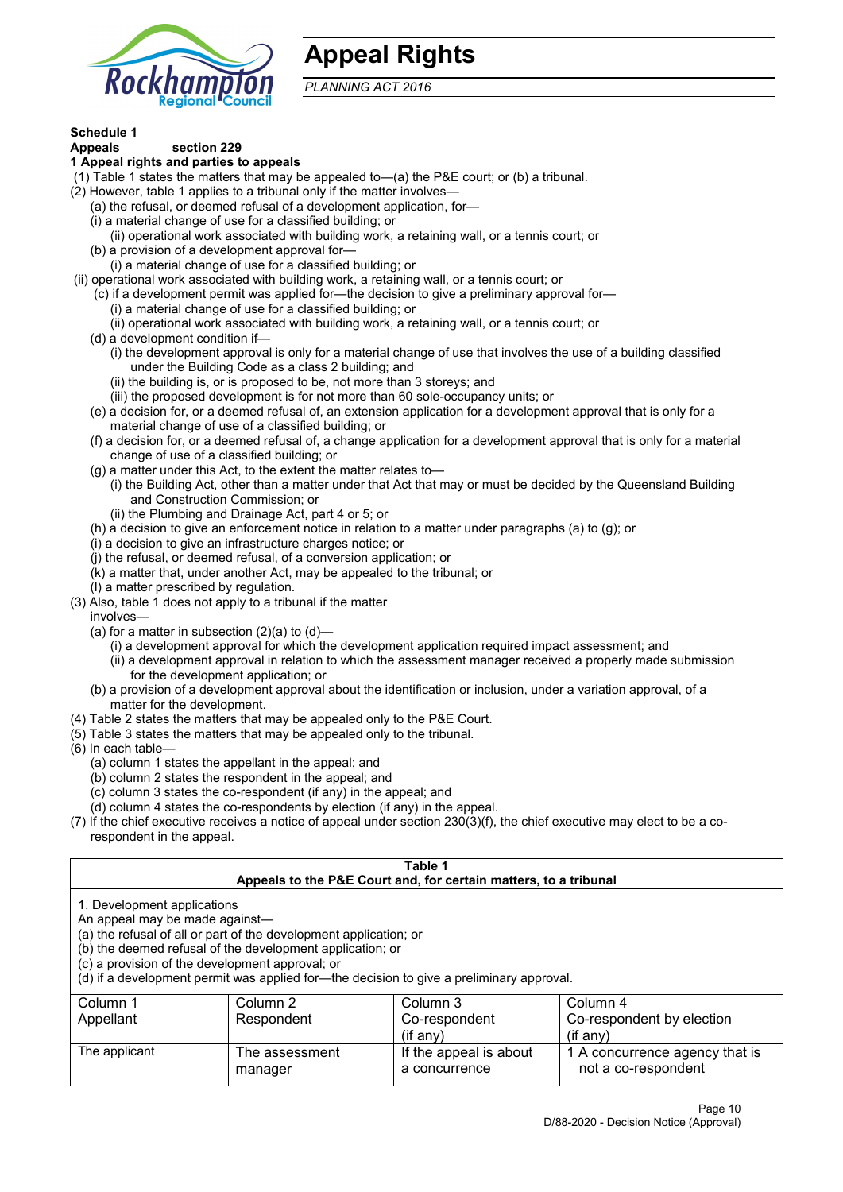# Appeal Rights

*PLANNING ACT 2016*

**Schedule 1**

**Appeals section 229**

**1 Appeal rights and parties to appeals**

(1) Table 1 states the matters that may be appealed to—(a) the P&E court; or (b) a tribunal.

(2) However, table 1 applies to a tribunal only if the matter involves—

- (a) the refusal, or deemed refusal of a development application, for—
  - (i) a material change of use for a classified building; or
  - (ii) operational work associated with building work, a retaining wall, or a tennis court; or
- (b) a provision of a development approval for—
  - (i) a material change of use for a classified building; or
  - (ii) operational work associated with building work, a retaining wall, or a tennis court; or
- (c) if a development permit was applied for—the decision to give a preliminary approval for—
  - (i) a material change of use for a classified building; or
  - (ii) operational work associated with building work, a retaining wall, or a tennis court; or
- (d) a development condition if—
  - (i) the development approval is only for a material change of use that involves the use of a building classified under the Building Code as a class 2 building; and
  - (ii) the building is, or is proposed to be, not more than 3 storeys; and
  - (iii) the proposed development is for not more than 60 sole-occupancy units; or
- (e) a decision for, or a deemed refusal of, an extension application for a development approval that is only for a material change of use of a classified building; or
- (f) a decision for, or a deemed refusal of, a change application for a development approval that is only for a material change of use of a classified building; or
- (g) a matter under this Act, to the extent the matter relates to—
  - (i) the Building Act, other than a matter under that Act that may or must be decided by the Queensland Building and Construction Commission; or
  - (ii) the Plumbing and Drainage Act, part 4 or 5; or
- (h) a decision to give an enforcement notice in relation to a matter under paragraphs (a) to (g); or
- (i) a decision to give an infrastructure charges notice; or
- (j) the refusal, or deemed refusal, of a conversion application; or
- (k) a matter that, under another Act, may be appealed to the tribunal; or
- (l) a matter prescribed by regulation.

(3) Also, table 1 does not apply to a tribunal if the matter involves—

- (a) for a matter in subsection (2)(a) to (d)—
  - (i) a development approval for which the development application required impact assessment; and
  - (ii) a development approval in relation to which the assessment manager received a properly made submission for the development application; or
- (b) a provision of a development approval about the identification or inclusion, under a variation approval, of a matter for the development.

(4) Table 2 states the matters that may be appealed only to the P&E Court.

(5) Table 3 states the matters that may be appealed only to the tribunal.

(6) In each table—

- (a) column 1 states the appellant in the appeal; and
- (b) column 2 states the respondent in the appeal; and
- (c) column 3 states the co-respondent (if any) in the appeal; and
- (d) column 4 states the co-respondents by election (if any) in the appeal.

(7) If the chief executive receives a notice of appeal under section 230(3)(f), the chief executive may elect to be a co-respondent in the appeal.

**Table 1**
**Appeals to the P&E Court and, for certain matters, to a tribunal**

1. Development applications
An appeal may be made against—
(a) the refusal of all or part of the development application; or
(b) the deemed refusal of the development application; or
(c) a provision of the development approval; or
(d) if a development permit was applied for—the decision to give a preliminary approval.

| Column 1<br>Appellant | Column 2<br>Respondent | Column 3<br>Co-respondent<br>(if any) | Column 4<br>Co-respondent by election<br>(if any) |
|---|---|---|---|
| The applicant | The assessment manager | If the appeal is about a concurrence | 1 A concurrence agency that is not a co-respondent |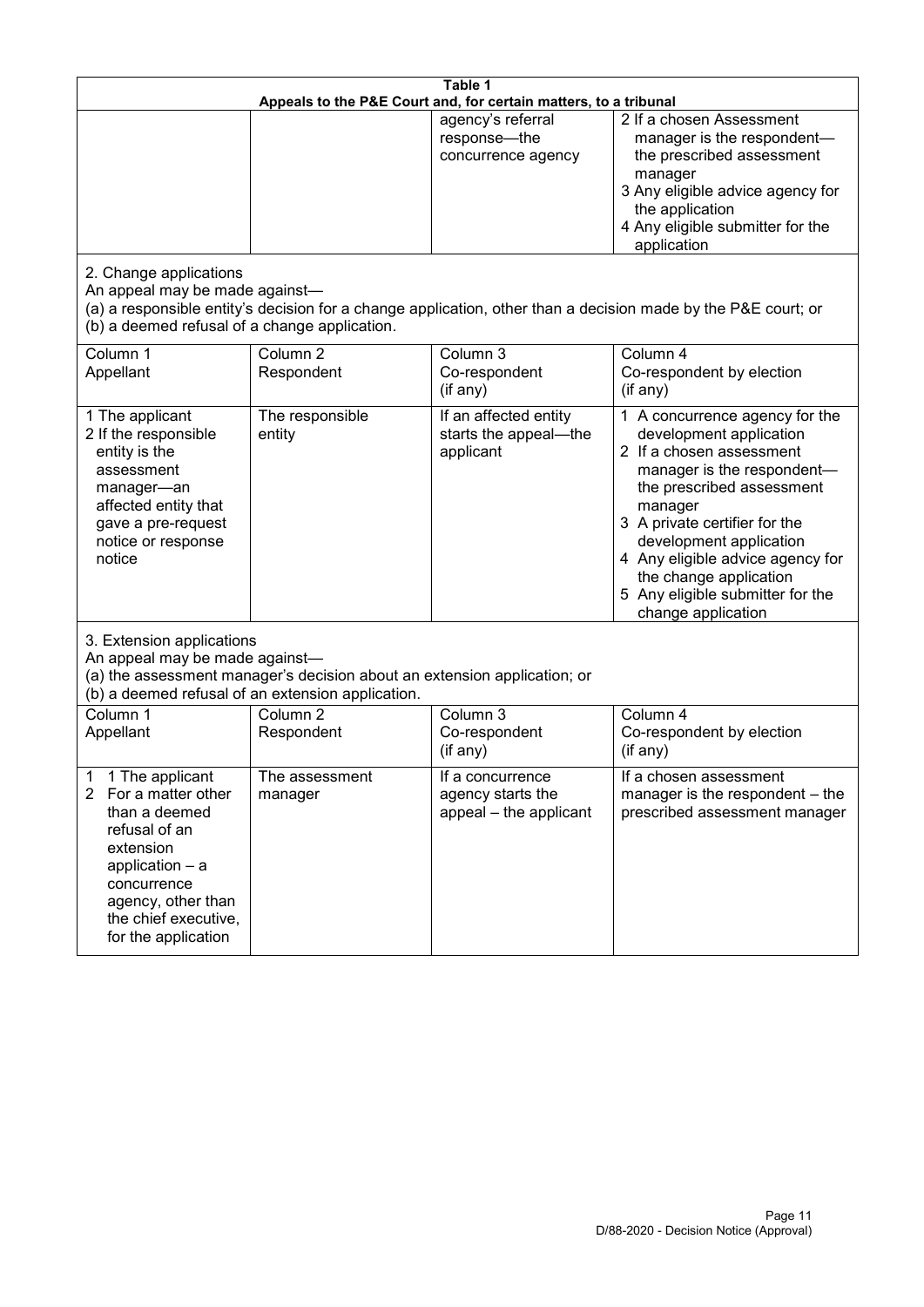**Table 1**
**Appeals to the P&E Court and, for certain matters, to a tribunal**

| | | | |
|---|---|---|---|
| | | agency's referral response—the concurrence agency | 2 If a chosen Assessment manager is the respondent—the prescribed assessment manager<br>3 Any eligible advice agency for the application<br>4 Any eligible submitter for the application |

2. Change applications
An appeal may be made against—
(a) a responsible entity's decision for a change application, other than a decision made by the P&E court; or
(b) a deemed refusal of a change application.

| Column 1<br>Appellant | Column 2<br>Respondent | Column 3<br>Co-respondent<br>(if any) | Column 4<br>Co-respondent by election<br>(if any) |
|---|---|---|---|
| 1 The applicant<br>2 If the responsible entity is the assessment manager—an affected entity that gave a pre-request notice or response notice | The responsible entity | If an affected entity starts the appeal—the applicant | 1 A concurrence agency for the development application<br>2 If a chosen assessment manager is the respondent—the prescribed assessment manager<br>3 A private certifier for the development application<br>4 Any eligible advice agency for the change application<br>5 Any eligible submitter for the change application |

3. Extension applications
An appeal may be made against—
(a) the assessment manager's decision about an extension application; or
(b) a deemed refusal of an extension application.

| Column 1<br>Appellant | Column 2<br>Respondent | Column 3<br>Co-respondent<br>(if any) | Column 4<br>Co-respondent by election<br>(if any) |
|---|---|---|---|
| 1 1 The applicant<br>2 For a matter other than a deemed refusal of an extension application – a concurrence agency, other than the chief executive, for the application | The assessment manager | If a concurrence agency starts the appeal – the applicant | If a chosen assessment manager is the respondent – the prescribed assessment manager |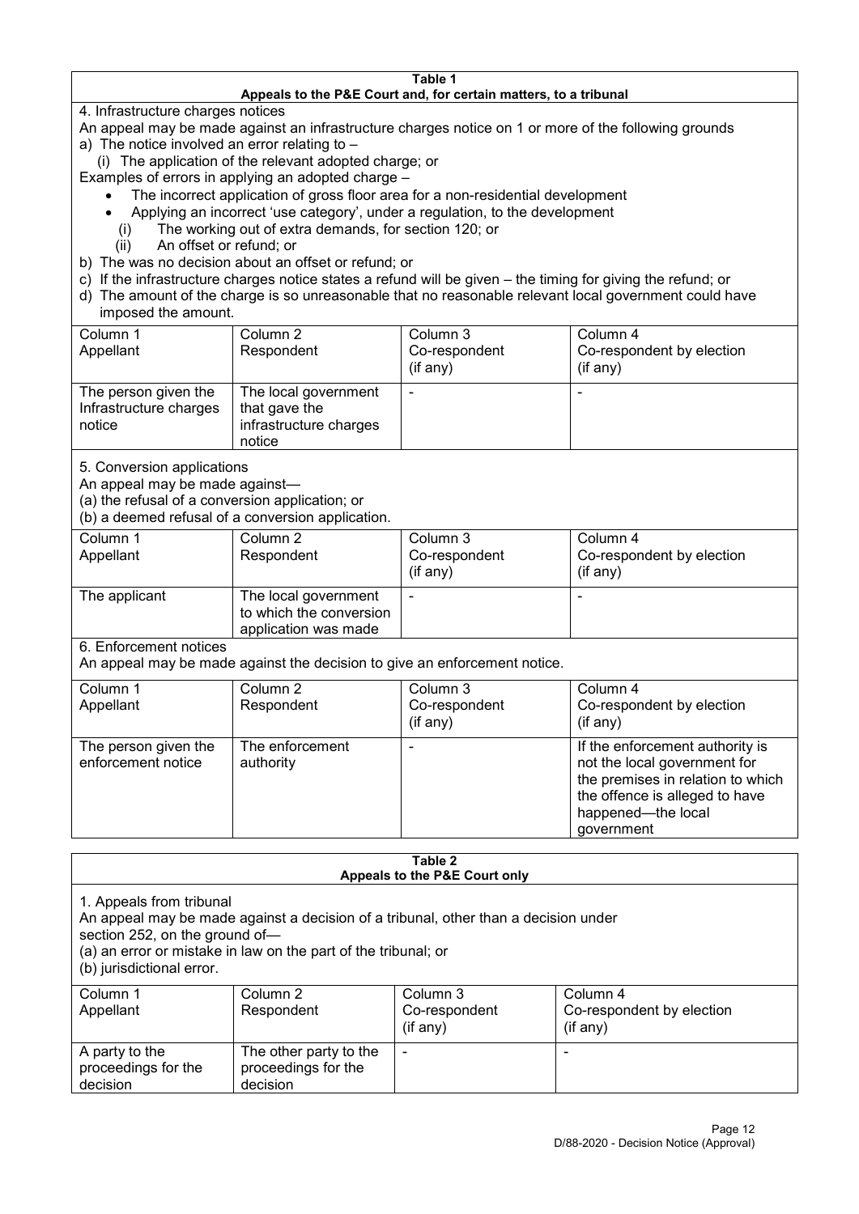**Table 1**
**Appeals to the P&E Court and, for certain matters, to a tribunal**

4. Infrastructure charges notices

An appeal may be made against an infrastructure charges notice on 1 or more of the following grounds

a) The notice involved an error relating to –
   (i) The application of the relevant adopted charge; or

Examples of errors in applying an adopted charge –

- The incorrect application of gross floor area for a non-residential development
- Applying an incorrect 'use category', under a regulation, to the development
   (i) The working out of extra demands, for section 120; or
   (ii) An offset or refund; or

b) The was no decision about an offset or refund; or

c) If the infrastructure charges notice states a refund will be given – the timing for giving the refund; or

d) The amount of the charge is so unreasonable that no reasonable relevant local government could have imposed the amount.

| Column 1 Appellant | Column 2 Respondent | Column 3 Co-respondent (if any) | Column 4 Co-respondent by election (if any) |
|---|---|---|---|
| The person given the Infrastructure charges notice | The local government that gave the infrastructure charges notice | - | - |

5. Conversion applications

An appeal may be made against—

(a) the refusal of a conversion application; or

(b) a deemed refusal of a conversion application.

| Column 1 Appellant | Column 2 Respondent | Column 3 Co-respondent (if any) | Column 4 Co-respondent by election (if any) |
|---|---|---|---|
| The applicant | The local government to which the conversion application was made | - | - |

6. Enforcement notices

An appeal may be made against the decision to give an enforcement notice.

| Column 1 Appellant | Column 2 Respondent | Column 3 Co-respondent (if any) | Column 4 Co-respondent by election (if any) |
|---|---|---|---|
| The person given the enforcement notice | The enforcement authority | - | If the enforcement authority is not the local government for the premises in relation to which the offence is alleged to have happened—the local government |

**Table 2**
**Appeals to the P&E Court only**

1. Appeals from tribunal

An appeal may be made against a decision of a tribunal, other than a decision under section 252, on the ground of—

(a) an error or mistake in law on the part of the tribunal; or

(b) jurisdictional error.

| Column 1 Appellant | Column 2 Respondent | Column 3 Co-respondent (if any) | Column 4 Co-respondent by election (if any) |
|---|---|---|---|
| A party to the proceedings for the decision | The other party to the proceedings for the decision | - | - |

D/88-2020 - Decision Notice (Approval)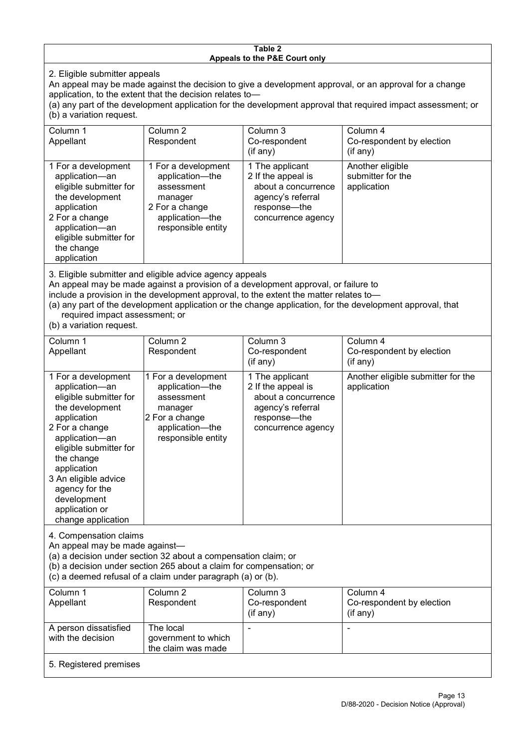**Table 2**
**Appeals to the P&E Court only**

2. Eligible submitter appeals

An appeal may be made against the decision to give a development approval, or an approval for a change application, to the extent that the decision relates to—

(a) any part of the development application for the development approval that required impact assessment; or

(b) a variation request.

| Column 1<br>Appellant | Column 2<br>Respondent | Column 3<br>Co-respondent<br>(if any) | Column 4<br>Co-respondent by election<br>(if any) |
|---|---|---|---|
| 1 For a development application—an eligible submitter for the development application<br>2 For a change application—an eligible submitter for the change application | 1 For a development application—the assessment manager<br>2 For a change application—the responsible entity | 1 The applicant<br>2 If the appeal is about a concurrence agency's referral response—the concurrence agency | Another eligible submitter for the application |

3. Eligible submitter and eligible advice agency appeals

An appeal may be made against a provision of a development approval, or failure to include a provision in the development approval, to the extent the matter relates to—

(a) any part of the development application or the change application, for the development approval, that required impact assessment; or

(b) a variation request.

| Column 1<br>Appellant | Column 2<br>Respondent | Column 3<br>Co-respondent<br>(if any) | Column 4<br>Co-respondent by election<br>(if any) |
|---|---|---|---|
| 1 For a development application—an eligible submitter for the development application<br>2 For a change application—an eligible submitter for the change application<br>3 An eligible advice agency for the development application or change application | 1 For a development application—the assessment manager<br>2 For a change application—the responsible entity | 1 The applicant<br>2 If the appeal is about a concurrence agency's referral response—the concurrence agency | Another eligible submitter for the application |

4. Compensation claims

An appeal may be made against—

(a) a decision under section 32 about a compensation claim; or

(b) a decision under section 265 about a claim for compensation; or

(c) a deemed refusal of a claim under paragraph (a) or (b).

| Column 1<br>Appellant | Column 2<br>Respondent | Column 3<br>Co-respondent<br>(if any) | Column 4<br>Co-respondent by election<br>(if any) |
|---|---|---|---|
| A person dissatisfied with the decision | The local government to which the claim was made | - | - |

5. Registered premises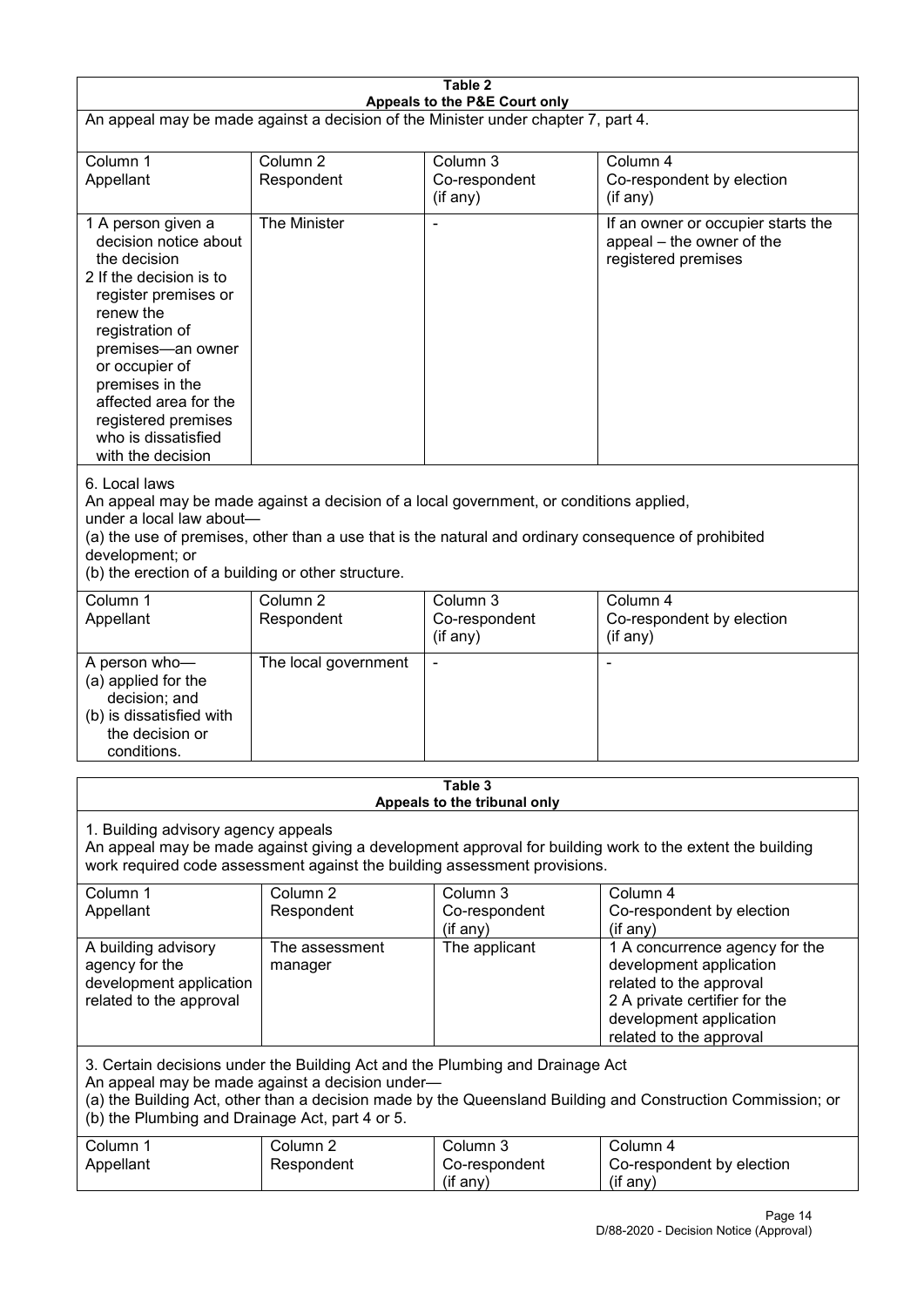**Table 2**
**Appeals to the P&E Court only**

An appeal may be made against a decision of the Minister under chapter 7, part 4.

| Column 1<br>Appellant | Column 2<br>Respondent | Column 3<br>Co-respondent<br>(if any) | Column 4<br>Co-respondent by election<br>(if any) |
|---|---|---|---|
| 1 A person given a decision notice about the decision<br>2 If the decision is to register premises or renew the registration of premises—an owner or occupier of premises in the affected area for the registered premises who is dissatisfied with the decision | The Minister | - | If an owner or occupier starts the appeal – the owner of the registered premises |

6. Local laws

An appeal may be made against a decision of a local government, or conditions applied, under a local law about—

(a) the use of premises, other than a use that is the natural and ordinary consequence of prohibited development; or

(b) the erection of a building or other structure.

| Column 1<br>Appellant | Column 2<br>Respondent | Column 3<br>Co-respondent<br>(if any) | Column 4<br>Co-respondent by election<br>(if any) |
|---|---|---|---|
| A person who—<br>(a) applied for the decision; and<br>(b) is dissatisfied with the decision or conditions. | The local government | - | - |

**Table 3**
**Appeals to the tribunal only**

1. Building advisory agency appeals

An appeal may be made against giving a development approval for building work to the extent the building work required code assessment against the building assessment provisions.

| Column 1<br>Appellant | Column 2<br>Respondent | Column 3<br>Co-respondent<br>(if any) | Column 4<br>Co-respondent by election<br>(if any) |
|---|---|---|---|
| A building advisory agency for the development application related to the approval | The assessment manager | The applicant | 1 A concurrence agency for the development application related to the approval<br>2 A private certifier for the development application related to the approval |

3. Certain decisions under the Building Act and the Plumbing and Drainage Act

An appeal may be made against a decision under—

(a) the Building Act, other than a decision made by the Queensland Building and Construction Commission; or

(b) the Plumbing and Drainage Act, part 4 or 5.

| Column 1<br>Appellant | Column 2<br>Respondent | Column 3<br>Co-respondent<br>(if any) | Column 4<br>Co-respondent by election<br>(if any) |
|---|---|---|---|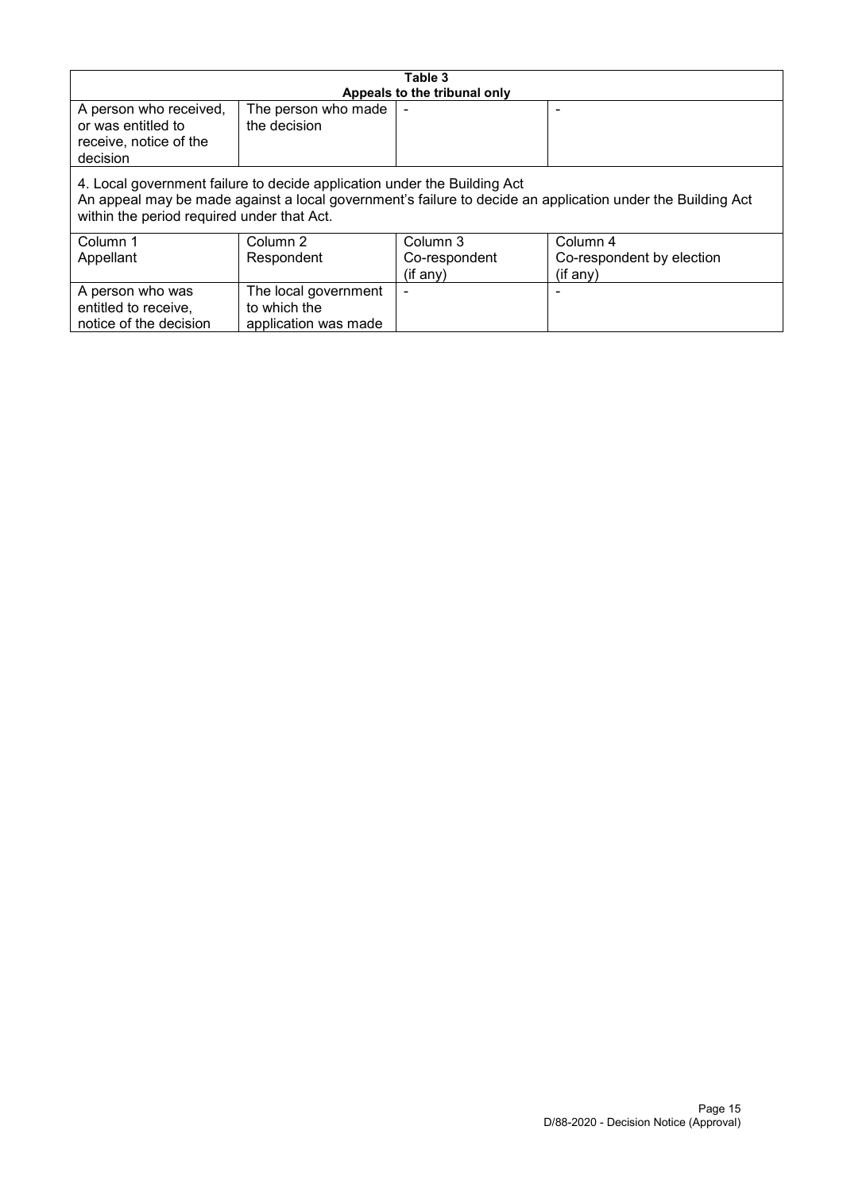**Table 3**
**Appeals to the tribunal only**

| | | | |
|---|---|---|---|
| A person who received, or was entitled to receive, notice of the decision | The person who made the decision | - | - |

4. Local government failure to decide application under the Building Act
An appeal may be made against a local government's failure to decide an application under the Building Act within the period required under that Act.

| Column 1<br>Appellant | Column 2<br>Respondent | Column 3<br>Co-respondent<br>(if any) | Column 4<br>Co-respondent by election<br>(if any) |
|---|---|---|---|
| A person who was entitled to receive, notice of the decision | The local government to which the application was made | - | - |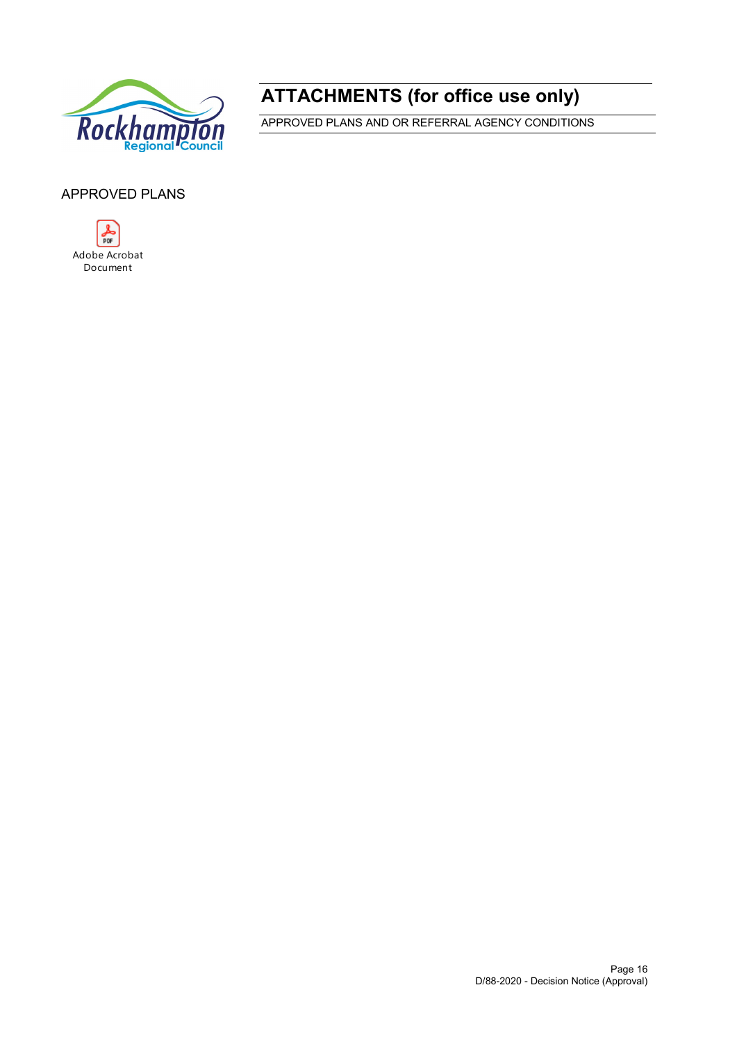# ATTACHMENTS (for office use only)

APPROVED PLANS AND OR REFERRAL AGENCY CONDITIONS

APPROVED PLANS

Adobe Acrobat Document